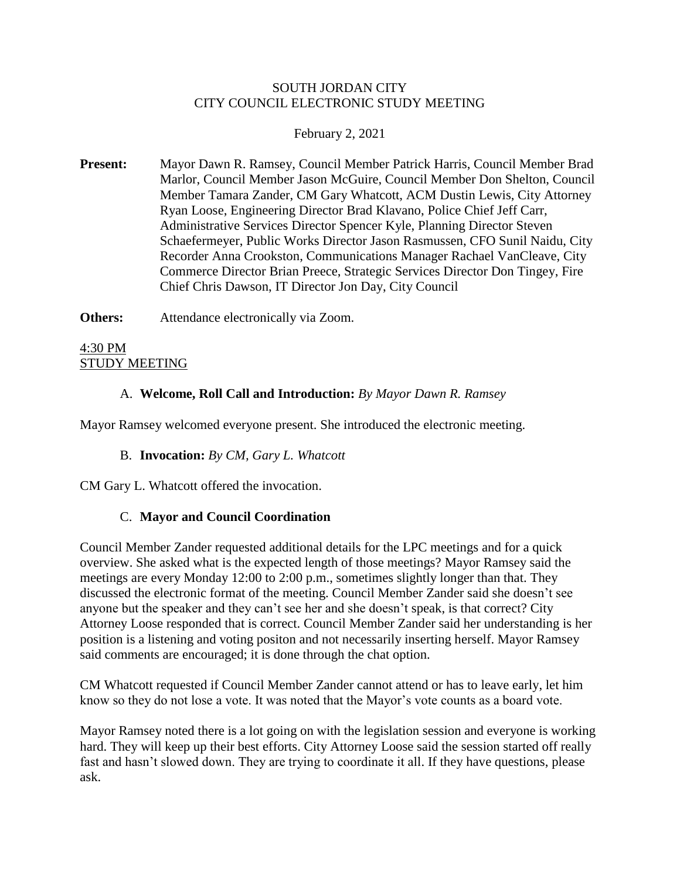SOUTH JORDAN CITY
CITY COUNCIL ELECTRONIC STUDY MEETING

February 2, 2021

**Present:** Mayor Dawn R. Ramsey, Council Member Patrick Harris, Council Member Brad Marlor, Council Member Jason McGuire, Council Member Don Shelton, Council Member Tamara Zander, CM Gary Whatcott, ACM Dustin Lewis, City Attorney Ryan Loose, Engineering Director Brad Klavano, Police Chief Jeff Carr, Administrative Services Director Spencer Kyle, Planning Director Steven Schaefermeyer, Public Works Director Jason Rasmussen, CFO Sunil Naidu, City Recorder Anna Crookston, Communications Manager Rachael VanCleave, City Commerce Director Brian Preece, Strategic Services Director Don Tingey, Fire Chief Chris Dawson, IT Director Jon Day, City Council

**Others:** Attendance electronically via Zoom.

4:30 PM
STUDY MEETING

A. **Welcome, Roll Call and Introduction:** *By Mayor Dawn R. Ramsey*

Mayor Ramsey welcomed everyone present. She introduced the electronic meeting.

B. **Invocation:** *By CM, Gary L. Whatcott*

CM Gary L. Whatcott offered the invocation.

C. **Mayor and Council Coordination**

Council Member Zander requested additional details for the LPC meetings and for a quick overview. She asked what is the expected length of those meetings? Mayor Ramsey said the meetings are every Monday 12:00 to 2:00 p.m., sometimes slightly longer than that. They discussed the electronic format of the meeting. Council Member Zander said she doesn't see anyone but the speaker and they can't see her and she doesn't speak, is that correct? City Attorney Loose responded that is correct. Council Member Zander said her understanding is her position is a listening and voting positon and not necessarily inserting herself. Mayor Ramsey said comments are encouraged; it is done through the chat option.

CM Whatcott requested if Council Member Zander cannot attend or has to leave early, let him know so they do not lose a vote. It was noted that the Mayor's vote counts as a board vote.

Mayor Ramsey noted there is a lot going on with the legislation session and everyone is working hard. They will keep up their best efforts. City Attorney Loose said the session started off really fast and hasn't slowed down. They are trying to coordinate it all. If they have questions, please ask.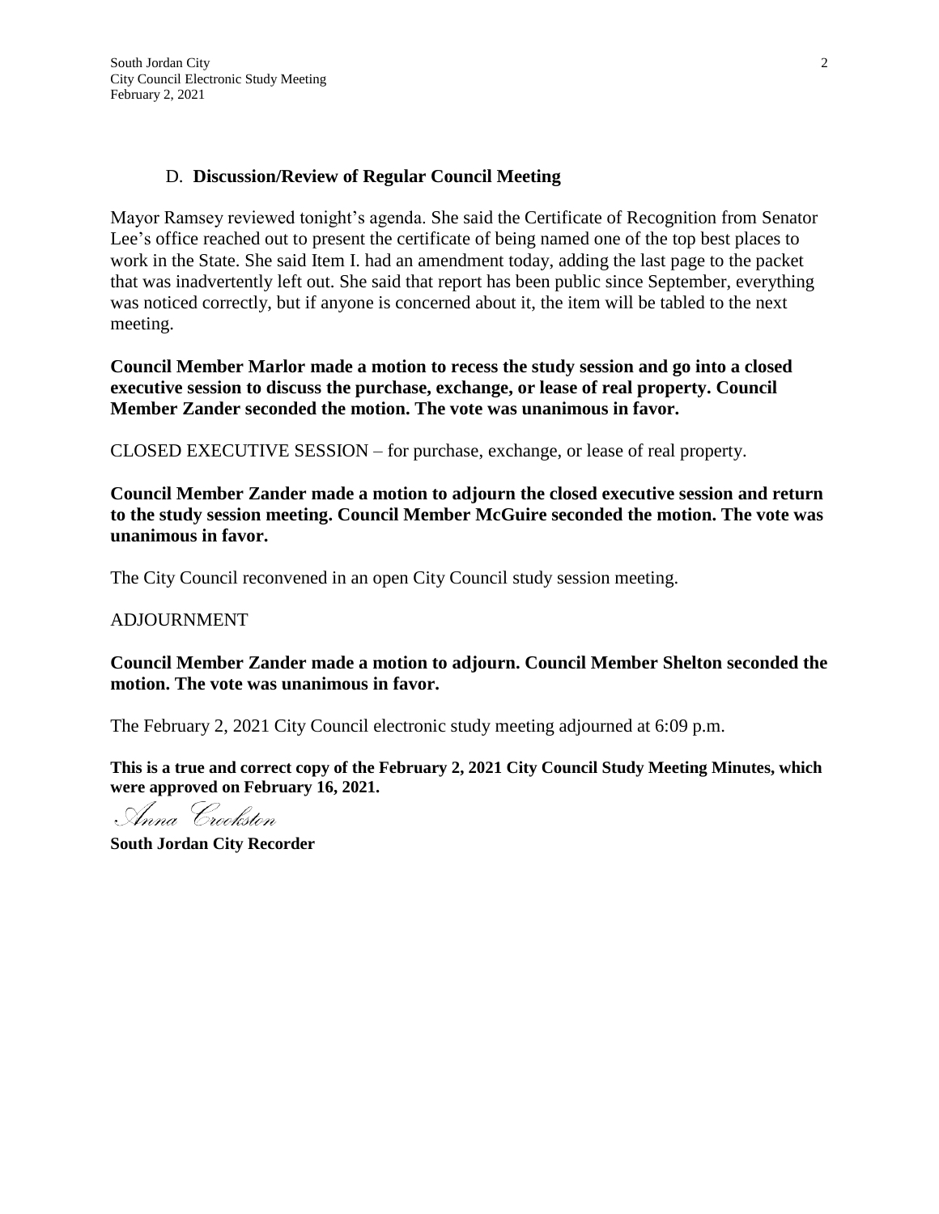D. **Discussion/Review of Regular Council Meeting**

Mayor Ramsey reviewed tonight's agenda. She said the Certificate of Recognition from Senator Lee's office reached out to present the certificate of being named one of the top best places to work in the State. She said Item I. had an amendment today, adding the last page to the packet that was inadvertently left out. She said that report has been public since September, everything was noticed correctly, but if anyone is concerned about it, the item will be tabled to the next meeting.

**Council Member Marlor made a motion to recess the study session and go into a closed executive session to discuss the purchase, exchange, or lease of real property. Council Member Zander seconded the motion. The vote was unanimous in favor.**

CLOSED EXECUTIVE SESSION – for purchase, exchange, or lease of real property.

**Council Member Zander made a motion to adjourn the closed executive session and return to the study session meeting. Council Member McGuire seconded the motion. The vote was unanimous in favor.**

The City Council reconvened in an open City Council study session meeting.

ADJOURNMENT

**Council Member Zander made a motion to adjourn. Council Member Shelton seconded the motion. The vote was unanimous in favor.**

The February 2, 2021 City Council electronic study meeting adjourned at 6:09 p.m.

**This is a true and correct copy of the February 2, 2021 City Council Study Meeting Minutes, which were approved on February 16, 2021.**

*Anna Crookston*

**South Jordan City Recorder**